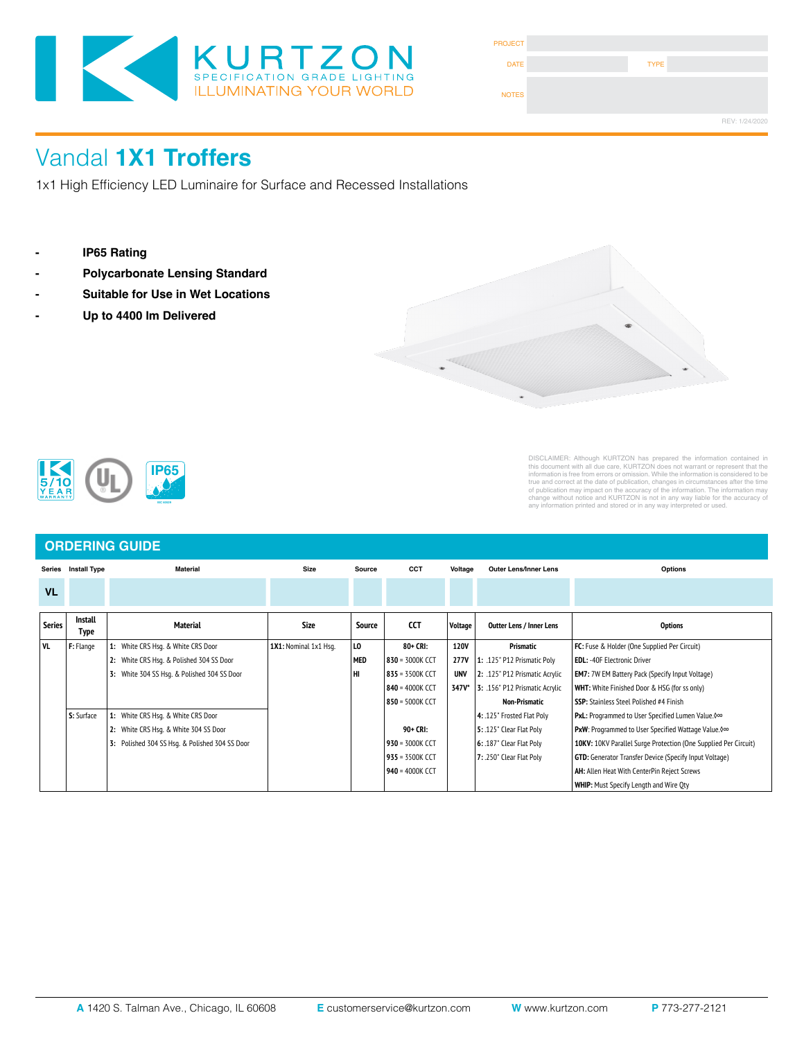KURTZON
SPECIFICATION GRADE LIGHTING
ILLUMINATING YOUR WORLD

PROJECT
DATE | TYPE
NOTES

REV: 1/24/2020

# Vandal **1X1 Troffers**

1x1 High Efficiency LED Luminaire for Surface and Recessed Installations

- **IP65 Rating**
- **Polycarbonate Lensing Standard**
- **Suitable for Use in Wet Locations**
- **Up to 4400 lm Delivered**

DISCLAIMER: Although KURTZON has prepared the information contained in this document with all due care, KURTZON does not warrant or represent that the information is free from errors or omission. While the information is considered to be true and correct at the date of publication, changes in circumstances after the time of publication may impact on the accuracy of the information. The information may change without notice and KURTZON is not in any way liable for the accuracy of any information printed and stored or in any way interpreted or used.

## ORDERING GUIDE

| Series | Install Type | Material | Size | Source | CCT | Voltage | Outer Lens/Inner Lens | Options |
|---|---|---|---|---|---|---|---|---|
| VL | | | | | | | | |

| Series | Install Type | Material | Size | Source | CCT | Voltage | Outter Lens / Inner Lens | Options |
|---|---|---|---|---|---|---|---|---|
| VL | F: Flange | 1: White CRS Hsg. & White CRS Door | 1X1: Nominal 1x1 Hsg. | LO | 80+ CRI: | 120V | Prismatic | FC: Fuse & Holder (One Supplied Per Circuit) |
| | | 2: White CRS Hsg. & Polished 304 SS Door | | MED | 830 = 3000K CCT | 277V | 1: .125" P12 Prismatic Poly | EDL: -40F Electronic Driver |
| | | 3: White 304 SS Hsg. & Polished 304 SS Door | | HI | 835 = 3500K CCT | UNV | 2: .125" P12 Prismatic Acrylic | EM7: 7W EM Battery Pack (Specify Input Voltage) |
| | | | | | 840 = 4000K CCT | 347V* | 3: .156" P12 Prismatic Acrylic | WHT: White Finished Door & HSG (for ss only) |
| | | | | | 850 = 5000K CCT | | Non-Prismatic | SSP: Stainless Steel Polished #4 Finish |
| | S: Surface | 1: White CRS Hsg. & White CRS Door | | | | | 4: .125" Frosted Flat Poly | PxL: Programmed to User Specified Lumen Value.◊∞ |
| | | 2: White CRS Hsg. & White 304 SS Door | | | 90+ CRI: | | 5: .125" Clear Flat Poly | PxW: Programmed to User Specified Wattage Value.◊∞ |
| | | 3: Polished 304 SS Hsg. & Polished 304 SS Door | | | 930 = 3000K CCT | | 6: .187" Clear Flat Poly | 10KV: 10KV Parallel Surge Protection (One Supplied Per Circuit) |
| | | | | | 935 = 3500K CCT | | 7: .250" Clear Flat Poly | GTD: Generator Transfer Device (Specify Input Voltage) |
| | | | | | 940 = 4000K CCT | | | AH: Allen Heat With CenterPin Reject Screws |
| | | | | | | | | WHIP: Must Specify Length and Wire Qty |

**A** 1420 S. Talman Ave., Chicago, IL 60608 **E** customerservice@kurtzon.com **W** www.kurtzon.com **P** 773-277-2121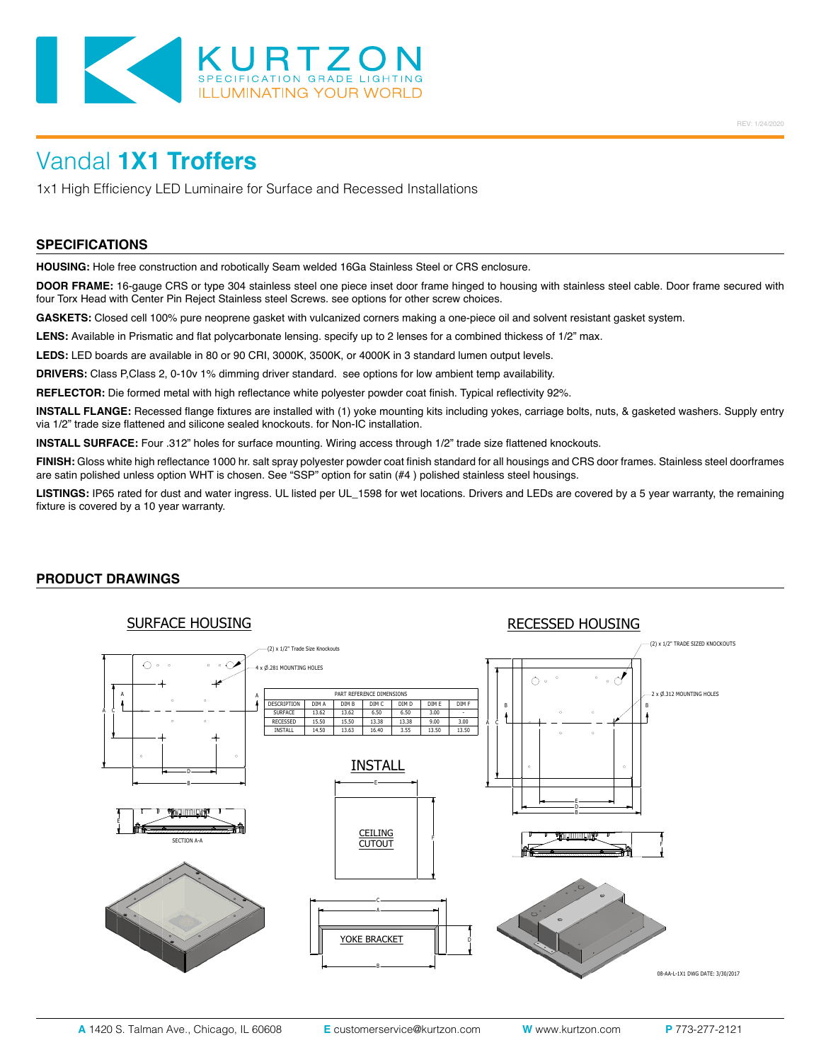KURTZON
SPECIFICATION GRADE LIGHTING
ILLUMINATING YOUR WORLD

REV: 1/24/2020

# Vandal **1X1 Troffers**

1x1 High Efficiency LED Luminaire for Surface and Recessed Installations

## SPECIFICATIONS

**HOUSING:** Hole free construction and robotically Seam welded 16Ga Stainless Steel or CRS enclosure.

**DOOR FRAME:** 16-gauge CRS or type 304 stainless steel one piece inset door frame hinged to housing with stainless steel cable. Door frame secured with four Torx Head with Center Pin Reject Stainless steel Screws. see options for other screw choices.

**GASKETS:** Closed cell 100% pure neoprene gasket with vulcanized corners making a one-piece oil and solvent resistant gasket system.

**LENS:** Available in Prismatic and flat polycarbonate lensing. specify up to 2 lenses for a combined thickness of 1/2" max.

**LEDS:** LED boards are available in 80 or 90 CRI, 3000K, 3500K, or 4000K in 3 standard lumen output levels.

**DRIVERS:** Class P,Class 2, 0-10v 1% dimming driver standard. see options for low ambient temp availability.

**REFLECTOR:** Die formed metal with high reflectance white polyester powder coat finish. Typical reflectivity 92%.

**INSTALL FLANGE:** Recessed flange fixtures are installed with (1) yoke mounting kits including yokes, carriage bolts, nuts, & gasketed washers. Supply entry via 1/2" trade size flattened and silicone sealed knockouts. for Non-IC installation.

**INSTALL SURFACE:** Four .312" holes for surface mounting. Wiring access through 1/2" trade size flattened knockouts.

**FINISH:** Gloss white high reflectance 1000 hr. salt spray polyester powder coat finish standard for all housings and CRS door frames. Stainless steel doorframes are satin polished unless option WHT is chosen. See "SSP" option for satin (#4 ) polished stainless steel housings.

**LISTINGS:** IP65 rated for dust and water ingress. UL listed per UL_1598 for wet locations. Drivers and LEDs are covered by a 5 year warranty, the remaining fixture is covered by a 10 year warranty.

## PRODUCT DRAWINGS

### SURFACE HOUSING

(2) x 1/2" Trade Size Knockouts

4 x Ø.281 MOUNTING HOLES

SECTION A-A

### RECESSED HOUSING

(2) x 1/2" TRADE SIZED KNOCKOUTS

2 x Ø.312 MOUNTING HOLES

PART REFERENCE DIMENSIONS

| DESCRIPTION | DIM A | DIM B | DIM C | DIM D | DIM E | DIM F |
|---|---|---|---|---|---|---|
| SURFACE | 13.62 | 13.62 | 6.50 | 6.50 | 3.00 | - |
| RECESSED | 15.50 | 15.50 | 13.38 | 13.38 | 9.00 | 3.00 |
| INSTALL | 14.50 | 13.63 | 16.40 | 3.55 | 13.50 | 13.50 |

### INSTALL

CEILING CUTOUT

YOKE BRACKET

08-AA-L-1X1 DWG DATE: 3/30/2017

**A** 1420 S. Talman Ave., Chicago, IL 60608 **E** customerservice@kurtzon.com **W** www.kurtzon.com **P** 773-277-2121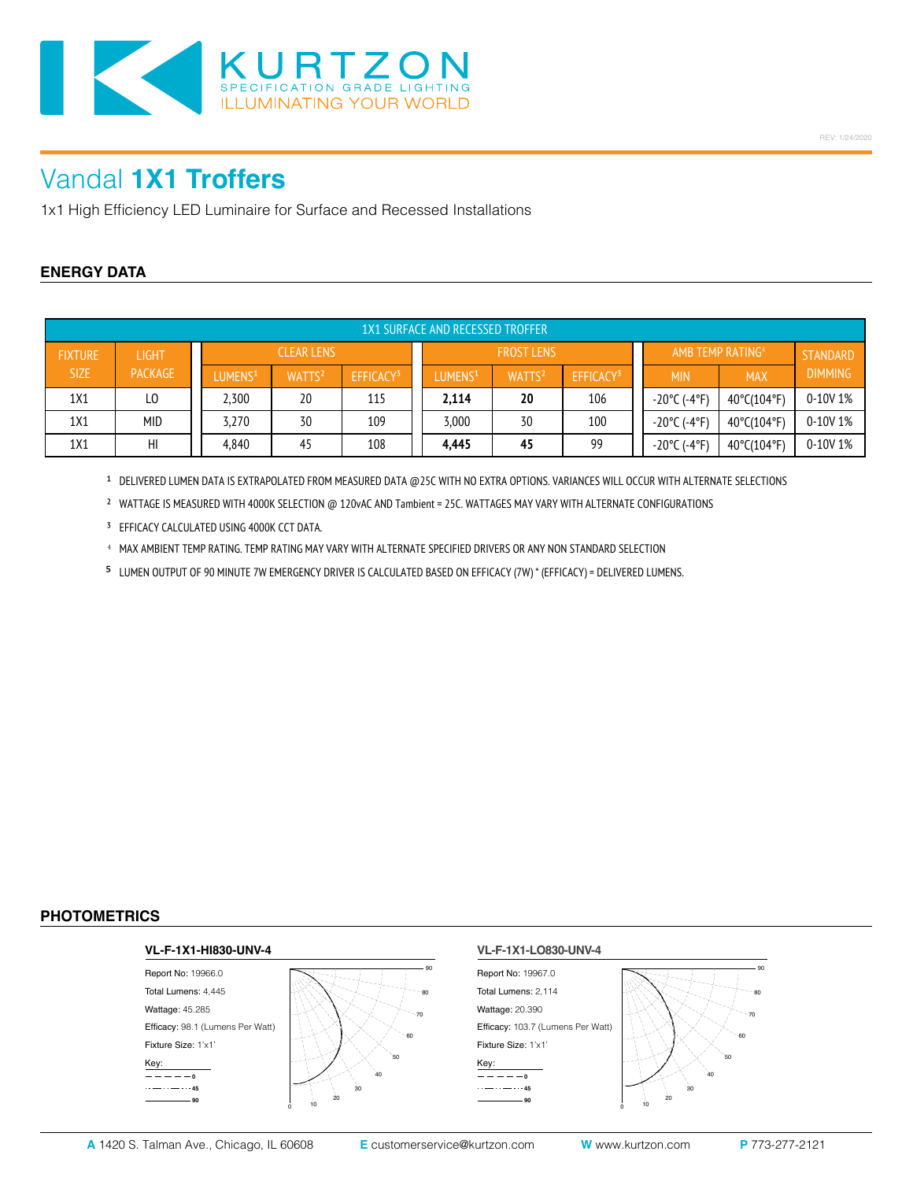# Vandal **1X1 Troffers**

1x1 High Efficiency LED Luminaire for Surface and Recessed Installations

## ENERGY DATA

| 1X1 SURFACE AND RECESSED TROFFER | | | | | | | | | | |
|---|---|---|---|---|---|---|---|---|---|---|
| FIXTURE SIZE | LIGHT PACKAGE | CLEAR LENS | | | FROST LENS | | | AMB TEMP RATING[4] | | STANDARD DIMMING |
| | | LUMENS[1] | WATTS[2] | EFFICACY[3] | LUMENS[1] | WATTS[2] | EFFICACY[3] | MIN | MAX | |
| 1X1 | LO | 2,300 | 20 | 115 | **2,114** | **20** | 106 | -20°C (-4°F) | 40°C(104°F) | 0-10V 1% |
| 1X1 | MID | 3,270 | 30 | 109 | 3,000 | 30 | 100 | -20°C (-4°F) | 40°C(104°F) | 0-10V 1% |
| 1X1 | HI | 4,840 | 45 | 108 | **4,445** | **45** | 99 | -20°C (-4°F) | 40°C(104°F) | 0-10V 1% |

1 DELIVERED LUMEN DATA IS EXTRAPOLATED FROM MEASURED DATA @25C WITH NO EXTRA OPTIONS. VARIANCES WILL OCCUR WITH ALTERNATE SELECTIONS

2 WATTAGE IS MEASURED WITH 4000K SELECTION @ 120vAC AND Tambient = 25C. WATTAGES MAY VARY WITH ALTERNATE CONFIGURATIONS

3 EFFICACY CALCULATED USING 4000K CCT DATA.

4 MAX AMBIENT TEMP RATING. TEMP RATING MAY VARY WITH ALTERNATE SPECIFIED DRIVERS OR ANY NON STANDARD SELECTION

5 LUMEN OUTPUT OF 90 MINUTE 7W EMERGENCY DRIVER IS CALCULATED BASED ON EFFICACY (7W) * (EFFICACY) = DELIVERED LUMENS.

## PHOTOMETRICS

### VL-F-1X1-HI830-UNV-4

Report No: 19966.0

Total Lumens: 4,445

Wattage: 45.285

Efficacy: 98.1 (Lumens Per Watt)

Fixture Size: 1'x1'

Key:
0
45
90

90
80
70
60
50
40
30
20
10
0

### VL-F-1X1-LO830-UNV-4

Report No: 19967.0

Total Lumens: 2,114

Wattage: 20.390

Efficacy: 103.7 (Lumens Per Watt)

Fixture Size: 1'x1'

Key:
0
45
90

90
80
70
60
50
40
30
20
10
0

**A** 1420 S. Talman Ave., Chicago, IL 60608 **E** customerservice@kurtzon.com **W** www.kurtzon.com **P** 773-277-2121